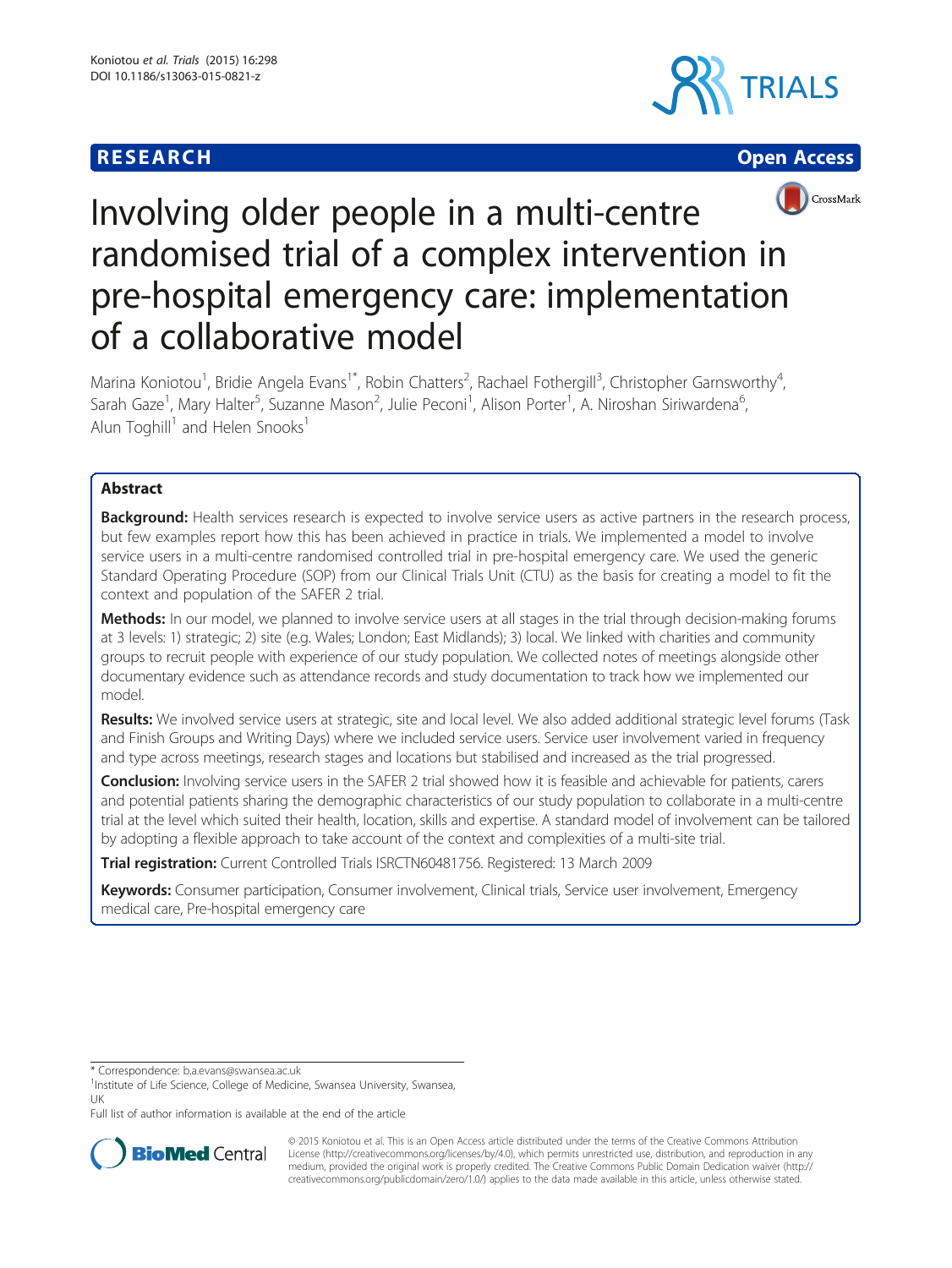RESEARCH

Open Access

# Involving older people in a multi-centre randomised trial of a complex intervention in pre-hospital emergency care: implementation of a collaborative model

Marina Koniotou[1], Bridie Angela Evans[1*], Robin Chatters[2], Rachael Fothergill[3], Christopher Garnsworthy[4], Sarah Gaze[1], Mary Halter[5], Suzanne Mason[2], Julie Peconi[1], Alison Porter[1], A. Niroshan Siriwardena[6], Alun Toghill[1] and Helen Snooks[1]

## Abstract

**Background:** Health services research is expected to involve service users as active partners in the research process, but few examples report how this has been achieved in practice in trials. We implemented a model to involve service users in a multi-centre randomised controlled trial in pre-hospital emergency care. We used the generic Standard Operating Procedure (SOP) from our Clinical Trials Unit (CTU) as the basis for creating a model to fit the context and population of the SAFER 2 trial.

**Methods:** In our model, we planned to involve service users at all stages in the trial through decision-making forums at 3 levels: 1) strategic; 2) site (e.g. Wales; London; East Midlands); 3) local. We linked with charities and community groups to recruit people with experience of our study population. We collected notes of meetings alongside other documentary evidence such as attendance records and study documentation to track how we implemented our model.

**Results:** We involved service users at strategic, site and local level. We also added additional strategic level forums (Task and Finish Groups and Writing Days) where we included service users. Service user involvement varied in frequency and type across meetings, research stages and locations but stabilised and increased as the trial progressed.

**Conclusion:** Involving service users in the SAFER 2 trial showed how it is feasible and achievable for patients, carers and potential patients sharing the demographic characteristics of our study population to collaborate in a multi-centre trial at the level which suited their health, location, skills and expertise. A standard model of involvement can be tailored by adopting a flexible approach to take account of the context and complexities of a multi-site trial.

**Trial registration:** Current Controlled Trials ISRCTN60481756. Registered: 13 March 2009

**Keywords:** Consumer participation, Consumer involvement, Clinical trials, Service user involvement, Emergency medical care, Pre-hospital emergency care

\* Correspondence: b.a.evans@swansea.ac.uk
[1]Institute of Life Science, College of Medicine, Swansea University, Swansea, UK
Full list of author information is available at the end of the article

© 2015 Koniotou et al. This is an Open Access article distributed under the terms of the Creative Commons Attribution License (http://creativecommons.org/licenses/by/4.0), which permits unrestricted use, distribution, and reproduction in any medium, provided the original work is properly credited. The Creative Commons Public Domain Dedication waiver (http://creativecommons.org/publicdomain/zero/1.0/) applies to the data made available in this article, unless otherwise stated.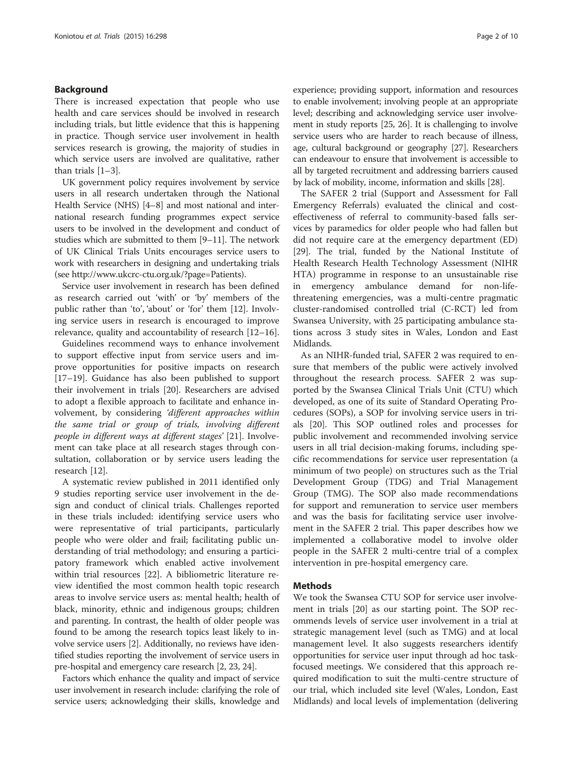## Background

There is increased expectation that people who use health and care services should be involved in research including trials, but little evidence that this is happening in practice. Though service user involvement in health services research is growing, the majority of studies in which service users are involved are qualitative, rather than trials [1–3].

UK government policy requires involvement by service users in all research undertaken through the National Health Service (NHS) [4–8] and most national and international research funding programmes expect service users to be involved in the development and conduct of studies which are submitted to them [9–11]. The network of UK Clinical Trials Units encourages service users to work with researchers in designing and undertaking trials (see http://www.ukcrc-ctu.org.uk/?page=Patients).

Service user involvement in research has been defined as research carried out 'with' or 'by' members of the public rather than 'to', 'about' or 'for' them [12]. Involving service users in research is encouraged to improve relevance, quality and accountability of research [12–16].

Guidelines recommend ways to enhance involvement to support effective input from service users and improve opportunities for positive impacts on research [17–19]. Guidance has also been published to support their involvement in trials [20]. Researchers are advised to adopt a flexible approach to facilitate and enhance involvement, by considering *'different approaches within the same trial or group of trials, involving different people in different ways at different stages'* [21]. Involvement can take place at all research stages through consultation, collaboration or by service users leading the research [12].

A systematic review published in 2011 identified only 9 studies reporting service user involvement in the design and conduct of clinical trials. Challenges reported in these trials included: identifying service users who were representative of trial participants, particularly people who were older and frail; facilitating public understanding of trial methodology; and ensuring a participatory framework which enabled active involvement within trial resources [22]. A bibliometric literature review identified the most common health topic research areas to involve service users as: mental health; health of black, minority, ethnic and indigenous groups; children and parenting. In contrast, the health of older people was found to be among the research topics least likely to involve service users [2]. Additionally, no reviews have identified studies reporting the involvement of service users in pre-hospital and emergency care research [2, 23, 24].

Factors which enhance the quality and impact of service user involvement in research include: clarifying the role of service users; acknowledging their skills, knowledge and experience; providing support, information and resources to enable involvement; involving people at an appropriate level; describing and acknowledging service user involvement in study reports [25, 26]. It is challenging to involve service users who are harder to reach because of illness, age, cultural background or geography [27]. Researchers can endeavour to ensure that involvement is accessible to all by targeted recruitment and addressing barriers caused by lack of mobility, income, information and skills [28].

The SAFER 2 trial (Support and Assessment for Fall Emergency Referrals) evaluated the clinical and cost-effectiveness of referral to community-based falls services by paramedics for older people who had fallen but did not require care at the emergency department (ED) [29]. The trial, funded by the National Institute of Health Research Health Technology Assessment (NIHR HTA) programme in response to an unsustainable rise in emergency ambulance demand for non-life-threatening emergencies, was a multi-centre pragmatic cluster-randomised controlled trial (C-RCT) led from Swansea University, with 25 participating ambulance stations across 3 study sites in Wales, London and East Midlands.

As an NIHR-funded trial, SAFER 2 was required to ensure that members of the public were actively involved throughout the research process. SAFER 2 was supported by the Swansea Clinical Trials Unit (CTU) which developed, as one of its suite of Standard Operating Procedures (SOPs), a SOP for involving service users in trials [20]. This SOP outlined roles and processes for public involvement and recommended involving service users in all trial decision-making forums, including specific recommendations for service user representation (a minimum of two people) on structures such as the Trial Development Group (TDG) and Trial Management Group (TMG). The SOP also made recommendations for support and remuneration to service user members and was the basis for facilitating service user involvement in the SAFER 2 trial. This paper describes how we implemented a collaborative model to involve older people in the SAFER 2 multi-centre trial of a complex intervention in pre-hospital emergency care.

## Methods

We took the Swansea CTU SOP for service user involvement in trials [20] as our starting point. The SOP recommends levels of service user involvement in a trial at strategic management level (such as TMG) and at local management level. It also suggests researchers identify opportunities for service user input through ad hoc task-focused meetings. We considered that this approach required modification to suit the multi-centre structure of our trial, which included site level (Wales, London, East Midlands) and local levels of implementation (delivering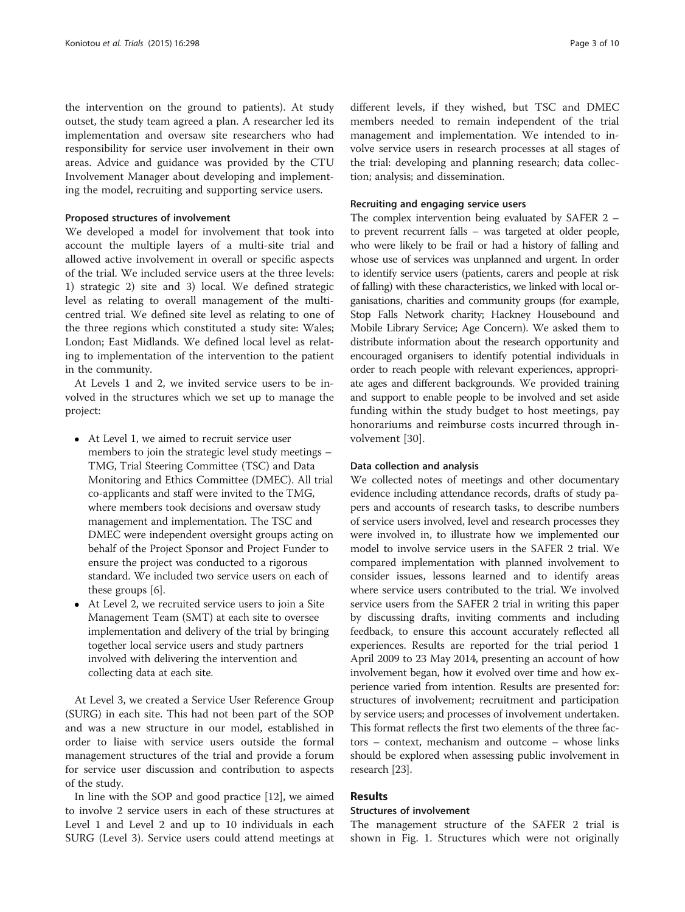the intervention on the ground to patients). At study outset, the study team agreed a plan. A researcher led its implementation and oversaw site researchers who had responsibility for service user involvement in their own areas. Advice and guidance was provided by the CTU Involvement Manager about developing and implementing the model, recruiting and supporting service users.

### Proposed structures of involvement

We developed a model for involvement that took into account the multiple layers of a multi-site trial and allowed active involvement in overall or specific aspects of the trial. We included service users at the three levels: 1) strategic 2) site and 3) local. We defined strategic level as relating to overall management of the multi-centred trial. We defined site level as relating to one of the three regions which constituted a study site: Wales; London; East Midlands. We defined local level as relating to implementation of the intervention to the patient in the community.

At Levels 1 and 2, we invited service users to be involved in the structures which we set up to manage the project:

- At Level 1, we aimed to recruit service user members to join the strategic level study meetings – TMG, Trial Steering Committee (TSC) and Data Monitoring and Ethics Committee (DMEC). All trial co-applicants and staff were invited to the TMG, where members took decisions and oversaw study management and implementation. The TSC and DMEC were independent oversight groups acting on behalf of the Project Sponsor and Project Funder to ensure the project was conducted to a rigorous standard. We included two service users on each of these groups [6].
- At Level 2, we recruited service users to join a Site Management Team (SMT) at each site to oversee implementation and delivery of the trial by bringing together local service users and study partners involved with delivering the intervention and collecting data at each site.

At Level 3, we created a Service User Reference Group (SURG) in each site. This had not been part of the SOP and was a new structure in our model, established in order to liaise with service users outside the formal management structures of the trial and provide a forum for service user discussion and contribution to aspects of the study.

In line with the SOP and good practice [12], we aimed to involve 2 service users in each of these structures at Level 1 and Level 2 and up to 10 individuals in each SURG (Level 3). Service users could attend meetings at different levels, if they wished, but TSC and DMEC members needed to remain independent of the trial management and implementation. We intended to involve service users in research processes at all stages of the trial: developing and planning research; data collection; analysis; and dissemination.

### Recruiting and engaging service users

The complex intervention being evaluated by SAFER 2 – to prevent recurrent falls – was targeted at older people, who were likely to be frail or had a history of falling and whose use of services was unplanned and urgent. In order to identify service users (patients, carers and people at risk of falling) with these characteristics, we linked with local organisations, charities and community groups (for example, Stop Falls Network charity; Hackney Housebound and Mobile Library Service; Age Concern). We asked them to distribute information about the research opportunity and encouraged organisers to identify potential individuals in order to reach people with relevant experiences, appropriate ages and different backgrounds. We provided training and support to enable people to be involved and set aside funding within the study budget to host meetings, pay honorariums and reimburse costs incurred through involvement [30].

### Data collection and analysis

We collected notes of meetings and other documentary evidence including attendance records, drafts of study papers and accounts of research tasks, to describe numbers of service users involved, level and research processes they were involved in, to illustrate how we implemented our model to involve service users in the SAFER 2 trial. We compared implementation with planned involvement to consider issues, lessons learned and to identify areas where service users contributed to the trial. We involved service users from the SAFER 2 trial in writing this paper by discussing drafts, inviting comments and including feedback, to ensure this account accurately reflected all experiences. Results are reported for the trial period 1 April 2009 to 23 May 2014, presenting an account of how involvement began, how it evolved over time and how experience varied from intention. Results are presented for: structures of involvement; recruitment and participation by service users; and processes of involvement undertaken. This format reflects the first two elements of the three factors – context, mechanism and outcome – whose links should be explored when assessing public involvement in research [23].

## Results

### Structures of involvement

The management structure of the SAFER 2 trial is shown in Fig. 1. Structures which were not originally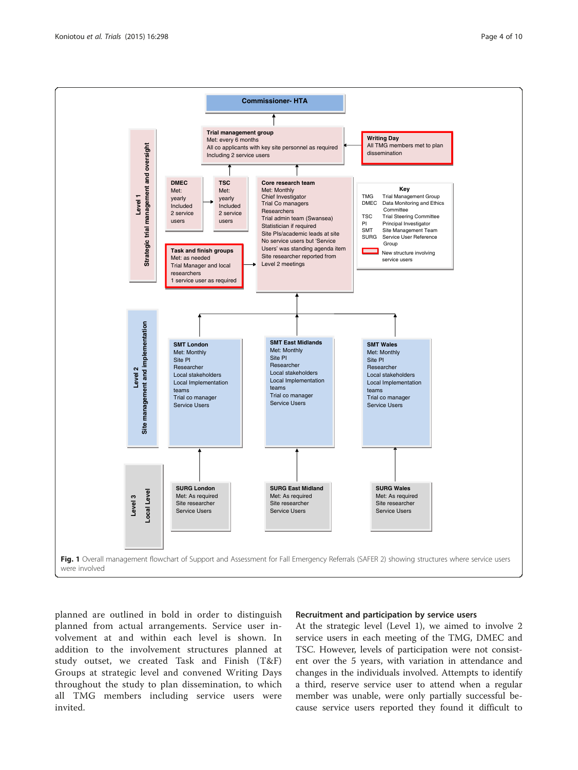Commissioner- HTA

Trial management group
Met: every 6 months
All co applicants with key site personnel as required
Including 2 service users

Writing Day
All TMG members met to plan dissemination

Level 1
Strategic trial management and oversight

DMEC
Met:
yearly
Included
2 service
users

TSC
Met:
yearly
Included
2 service
users

Core research team
Met: Monthly
Chief Investigator
Trial Co managers
Researchers
Trial admin team (Swansea)
Statistician if required
Site PIs/academic leads at site
No service users but 'Service Users' was standing agenda item
Site researcher reported from Level 2 meetings

Key
TMG Trial Management Group
DMEC Data Monitoring and Ethics Committee
TSC Trial Steering Committee
PI Principal Investigator
SMT Site Management Team
SURG Service User Reference Group
New structure involving service users

Task and finish groups
Met: as needed
Trial Manager and local researchers
1 service user as required

Level 2
Site management and implementation

SMT London
Met: Monthly
Site PI
Researcher
Local stakeholders
Local Implementation teams
Trial co manager
Service Users

SMT East Midlands
Met: Monthly
Site PI
Researcher
Local stakeholders
Local Implementation teams
Trial co manager
Service Users

SMT Wales
Met: Monthly
Site PI
Researcher
Local stakeholders
Local Implementation teams
Trial co manager
Service Users

Level 3
Local Level

SURG London
Met: As required
Site researcher
Service Users

SURG East Midland
Met: As required
Site researcher
Service Users

SURG Wales
Met: As required
Site researcher
Service Users

**Fig. 1** Overall management flowchart of Support and Assessment for Fall Emergency Referrals (SAFER 2) showing structures where service users were involved

planned are outlined in bold in order to distinguish planned from actual arrangements. Service user involvement at and within each level is shown. In addition to the involvement structures planned at study outset, we created Task and Finish (T&F) Groups at strategic level and convened Writing Days throughout the study to plan dissemination, to which all TMG members including service users were invited.

### Recruitment and participation by service users

At the strategic level (Level 1), we aimed to involve 2 service users in each meeting of the TMG, DMEC and TSC. However, levels of participation were not consistent over the 5 years, with variation in attendance and changes in the individuals involved. Attempts to identify a third, reserve service user to attend when a regular member was unable, were only partially successful because service users reported they found it difficult to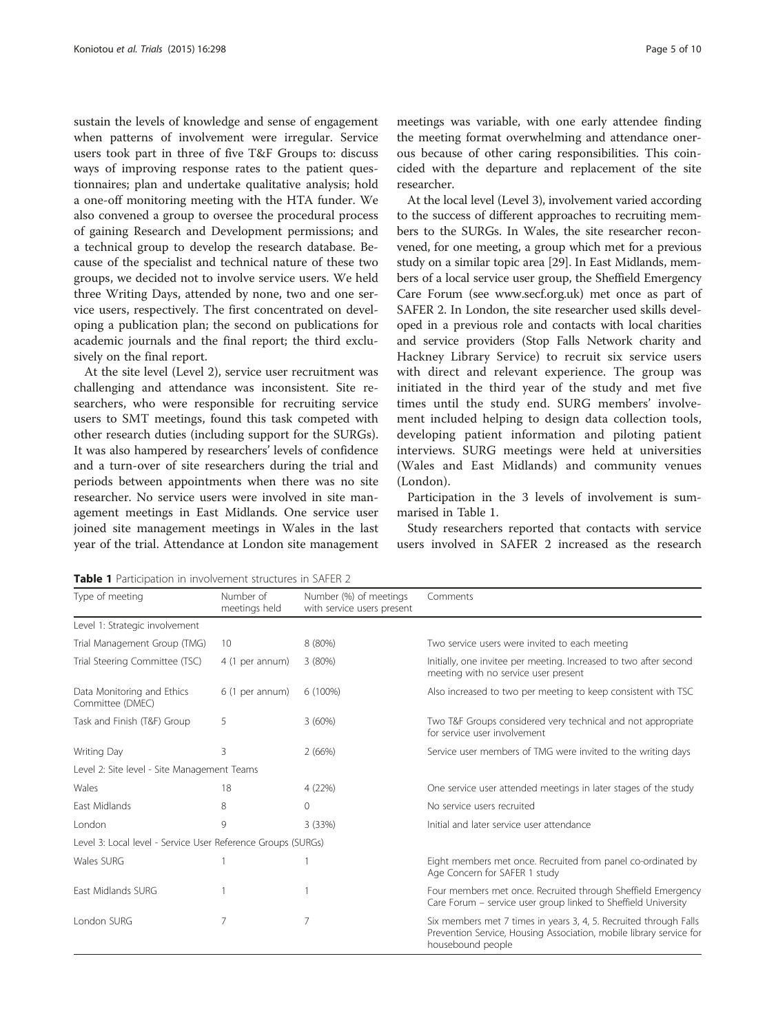sustain the levels of knowledge and sense of engagement when patterns of involvement were irregular. Service users took part in three of five T&F Groups to: discuss ways of improving response rates to the patient questionnaires; plan and undertake qualitative analysis; hold a one-off monitoring meeting with the HTA funder. We also convened a group to oversee the procedural process of gaining Research and Development permissions; and a technical group to develop the research database. Because of the specialist and technical nature of these two groups, we decided not to involve service users. We held three Writing Days, attended by none, two and one service users, respectively. The first concentrated on developing a publication plan; the second on publications for academic journals and the final report; the third exclusively on the final report.

At the site level (Level 2), service user recruitment was challenging and attendance was inconsistent. Site researchers, who were responsible for recruiting service users to SMT meetings, found this task competed with other research duties (including support for the SURGs). It was also hampered by researchers' levels of confidence and a turn-over of site researchers during the trial and periods between appointments when there was no site researcher. No service users were involved in site management meetings in East Midlands. One service user joined site management meetings in Wales in the last year of the trial. Attendance at London site management meetings was variable, with one early attendee finding the meeting format overwhelming and attendance onerous because of other caring responsibilities. This coincided with the departure and replacement of the site researcher.

At the local level (Level 3), involvement varied according to the success of different approaches to recruiting members to the SURGs. In Wales, the site researcher reconvened, for one meeting, a group which met for a previous study on a similar topic area [29]. In East Midlands, members of a local service user group, the Sheffield Emergency Care Forum (see www.secf.org.uk) met once as part of SAFER 2. In London, the site researcher used skills developed in a previous role and contacts with local charities and service providers (Stop Falls Network charity and Hackney Library Service) to recruit six service users with direct and relevant experience. The group was initiated in the third year of the study and met five times until the study end. SURG members' involvement included helping to design data collection tools, developing patient information and piloting patient interviews. SURG meetings were held at universities (Wales and East Midlands) and community venues (London).

Participation in the 3 levels of involvement is summarised in Table 1.

Study researchers reported that contacts with service users involved in SAFER 2 increased as the research

**Table 1** Participation in involvement structures in SAFER 2

| Type of meeting | Number of meetings held | Number (%) of meetings with service users present | Comments |
|---|---|---|---|
| Level 1: Strategic involvement | | | |
| Trial Management Group (TMG) | 10 | 8 (80%) | Two service users were invited to each meeting |
| Trial Steering Committee (TSC) | 4 (1 per annum) | 3 (80%) | Initially, one invitee per meeting. Increased to two after second meeting with no service user present |
| Data Monitoring and Ethics Committee (DMEC) | 6 (1 per annum) | 6 (100%) | Also increased to two per meeting to keep consistent with TSC |
| Task and Finish (T&F) Group | 5 | 3 (60%) | Two T&F Groups considered very technical and not appropriate for service user involvement |
| Writing Day | 3 | 2 (66%) | Service user members of TMG were invited to the writing days |
| Level 2: Site level - Site Management Teams | | | |
| Wales | 18 | 4 (22%) | One service user attended meetings in later stages of the study |
| East Midlands | 8 | 0 | No service users recruited |
| London | 9 | 3 (33%) | Initial and later service user attendance |
| Level 3: Local level - Service User Reference Groups (SURGs) | | | |
| Wales SURG | 1 | 1 | Eight members met once. Recruited from panel co-ordinated by Age Concern for SAFER 1 study |
| East Midlands SURG | 1 | 1 | Four members met once. Recruited through Sheffield Emergency Care Forum – service user group linked to Sheffield University |
| London SURG | 7 | 7 | Six members met 7 times in years 3, 4, 5. Recruited through Falls Prevention Service, Housing Association, mobile library service for housebound people |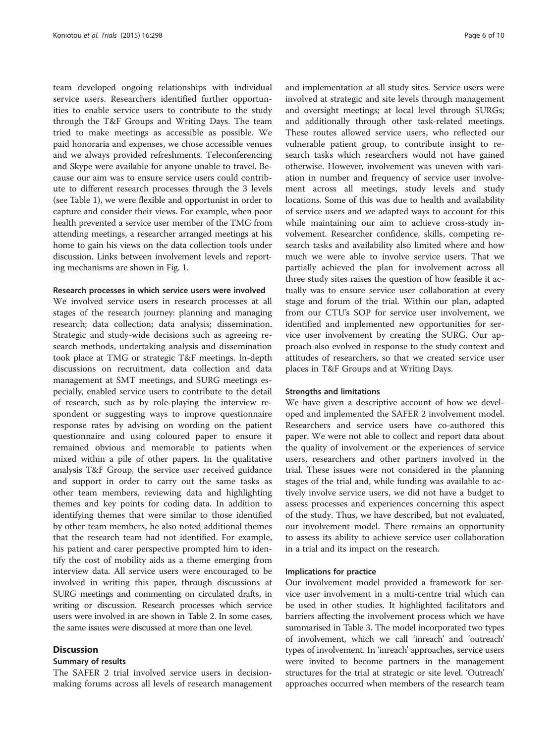team developed ongoing relationships with individual service users. Researchers identified further opportunities to enable service users to contribute to the study through the T&F Groups and Writing Days. The team tried to make meetings as accessible as possible. We paid honoraria and expenses, we chose accessible venues and we always provided refreshments. Teleconferencing and Skype were available for anyone unable to travel. Because our aim was to ensure service users could contribute to different research processes through the 3 levels (see Table 1), we were flexible and opportunist in order to capture and consider their views. For example, when poor health prevented a service user member of the TMG from attending meetings, a researcher arranged meetings at his home to gain his views on the data collection tools under discussion. Links between involvement levels and reporting mechanisms are shown in Fig. 1.

#### Research processes in which service users were involved

We involved service users in research processes at all stages of the research journey: planning and managing research; data collection; data analysis; dissemination. Strategic and study-wide decisions such as agreeing research methods, undertaking analysis and dissemination took place at TMG or strategic T&F meetings. In-depth discussions on recruitment, data collection and data management at SMT meetings, and SURG meetings especially, enabled service users to contribute to the detail of research, such as by role-playing the interview respondent or suggesting ways to improve questionnaire response rates by advising on wording on the patient questionnaire and using coloured paper to ensure it remained obvious and memorable to patients when mixed within a pile of other papers. In the qualitative analysis T&F Group, the service user received guidance and support in order to carry out the same tasks as other team members, reviewing data and highlighting themes and key points for coding data. In addition to identifying themes that were similar to those identified by other team members, he also noted additional themes that the research team had not identified. For example, his patient and carer perspective prompted him to identify the cost of mobility aids as a theme emerging from interview data. All service users were encouraged to be involved in writing this paper, through discussions at SURG meetings and commenting on circulated drafts, in writing or discussion. Research processes which service users were involved in are shown in Table 2. In some cases, the same issues were discussed at more than one level.

## Discussion

### Summary of results

The SAFER 2 trial involved service users in decision-making forums across all levels of research management and implementation at all study sites. Service users were involved at strategic and site levels through management and oversight meetings; at local level through SURGs; and additionally through other task-related meetings. These routes allowed service users, who reflected our vulnerable patient group, to contribute insight to research tasks which researchers would not have gained otherwise. However, involvement was uneven with variation in number and frequency of service user involvement across all meetings, study levels and study locations. Some of this was due to health and availability of service users and we adapted ways to account for this while maintaining our aim to achieve cross-study involvement. Researcher confidence, skills, competing research tasks and availability also limited where and how much we were able to involve service users. That we partially achieved the plan for involvement across all three study sites raises the question of how feasible it actually was to ensure service user collaboration at every stage and forum of the trial. Within our plan, adapted from our CTU's SOP for service user involvement, we identified and implemented new opportunities for service user involvement by creating the SURG. Our approach also evolved in response to the study context and attitudes of researchers, so that we created service user places in T&F Groups and at Writing Days.

### Strengths and limitations

We have given a descriptive account of how we developed and implemented the SAFER 2 involvement model. Researchers and service users have co-authored this paper. We were not able to collect and report data about the quality of involvement or the experiences of service users, researchers and other partners involved in the trial. These issues were not considered in the planning stages of the trial and, while funding was available to actively involve service users, we did not have a budget to assess processes and experiences concerning this aspect of the study. Thus, we have described, but not evaluated, our involvement model. There remains an opportunity to assess its ability to achieve service user collaboration in a trial and its impact on the research.

### Implications for practice

Our involvement model provided a framework for service user involvement in a multi-centre trial which can be used in other studies. It highlighted facilitators and barriers affecting the involvement process which we have summarised in Table 3. The model incorporated two types of involvement, which we call 'inreach' and 'outreach' types of involvement. In 'inreach' approaches, service users were invited to become partners in the management structures for the trial at strategic or site level. 'Outreach' approaches occurred when members of the research team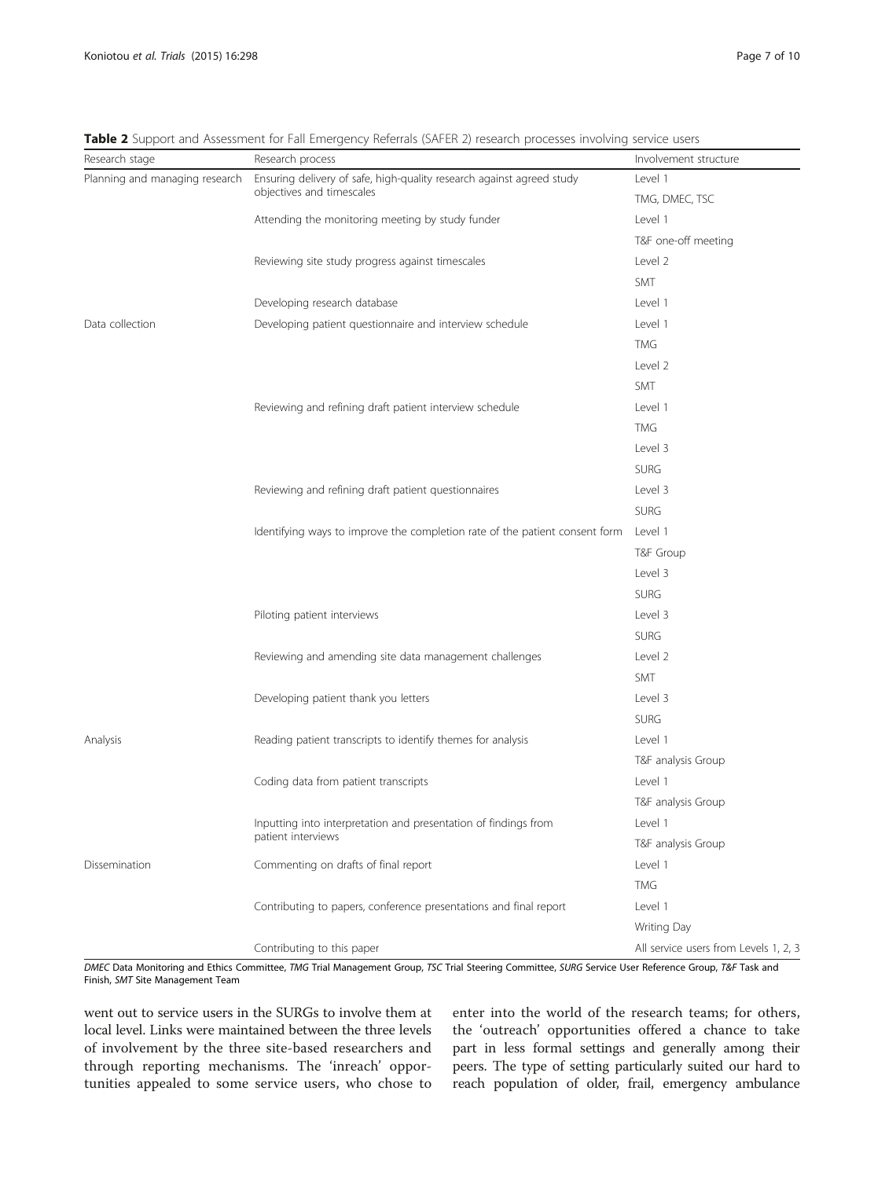**Table 2** Support and Assessment for Fall Emergency Referrals (SAFER 2) research processes involving service users

| Research stage | Research process | Involvement structure |
|---|---|---|
| Planning and managing research | Ensuring delivery of safe, high-quality research against agreed study objectives and timescales | Level 1 |
| | | TMG, DMEC, TSC |
| | Attending the monitoring meeting by study funder | Level 1 |
| | | T&F one-off meeting |
| | Reviewing site study progress against timescales | Level 2 |
| | | SMT |
| | Developing research database | Level 1 |
| Data collection | Developing patient questionnaire and interview schedule | Level 1 |
| | | TMG |
| | | Level 2 |
| | | SMT |
| | Reviewing and refining draft patient interview schedule | Level 1 |
| | | TMG |
| | | Level 3 |
| | | SURG |
| | Reviewing and refining draft patient questionnaires | Level 3 |
| | | SURG |
| | Identifying ways to improve the completion rate of the patient consent form | Level 1 |
| | | T&F Group |
| | | Level 3 |
| | | SURG |
| | Piloting patient interviews | Level 3 |
| | | SURG |
| | Reviewing and amending site data management challenges | Level 2 |
| | | SMT |
| | Developing patient thank you letters | Level 3 |
| | | SURG |
| Analysis | Reading patient transcripts to identify themes for analysis | Level 1 |
| | | T&F analysis Group |
| | Coding data from patient transcripts | Level 1 |
| | | T&F analysis Group |
| | Inputting into interpretation and presentation of findings from patient interviews | Level 1 |
| | | T&F analysis Group |
| Dissemination | Commenting on drafts of final report | Level 1 |
| | | TMG |
| | Contributing to papers, conference presentations and final report | Level 1 |
| | | Writing Day |
| | Contributing to this paper | All service users from Levels 1, 2, 3 |

*DMEC* Data Monitoring and Ethics Committee, *TMG* Trial Management Group, *TSC* Trial Steering Committee, *SURG* Service User Reference Group, *T&F* Task and Finish, *SMT* Site Management Team

went out to service users in the SURGs to involve them at local level. Links were maintained between the three levels of involvement by the three site-based researchers and through reporting mechanisms. The 'inreach' opportunities appealed to some service users, who chose to enter into the world of the research teams; for others, the 'outreach' opportunities offered a chance to take part in less formal settings and generally among their peers. The type of setting particularly suited our hard to reach population of older, frail, emergency ambulance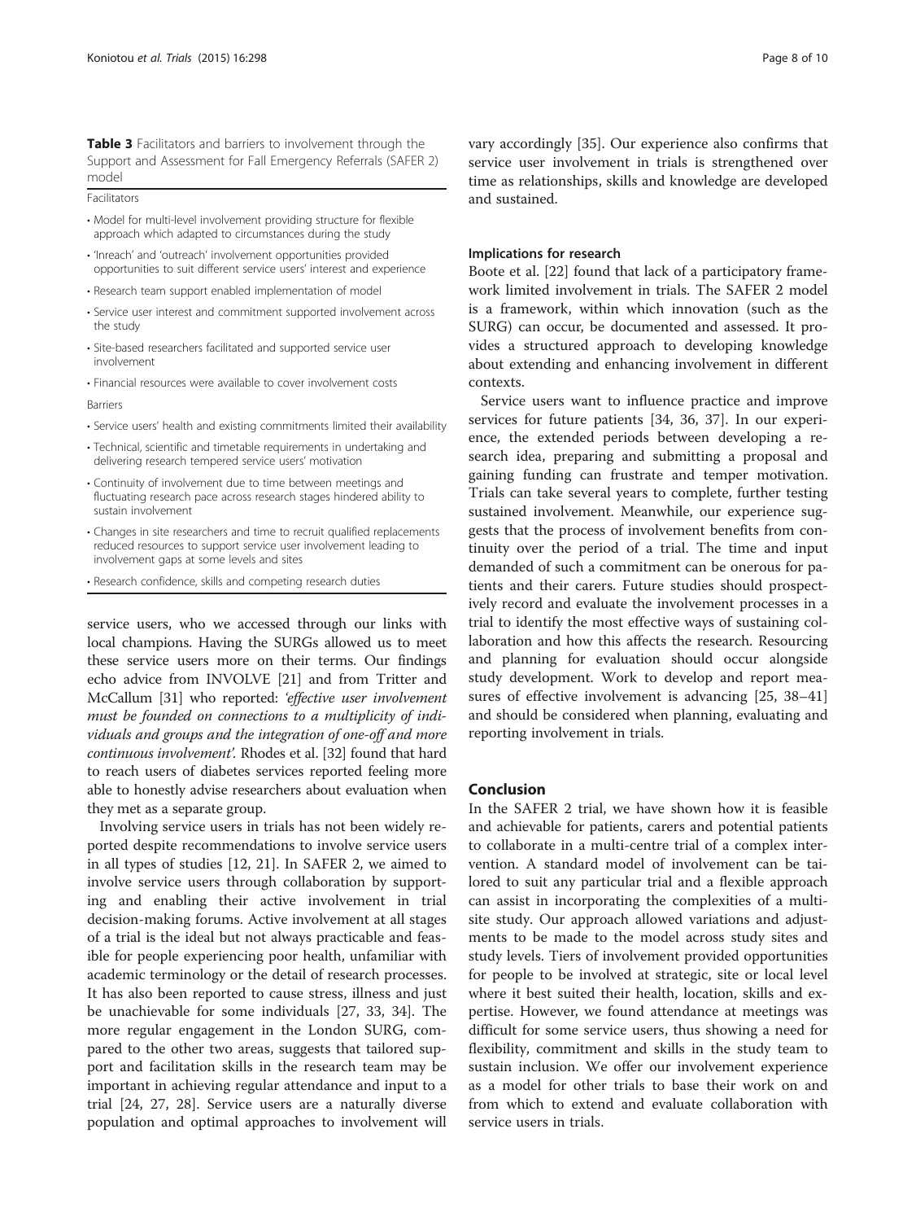**Table 3** Facilitators and barriers to involvement through the Support and Assessment for Fall Emergency Referrals (SAFER 2) model

Facilitators

- Model for multi-level involvement providing structure for flexible approach which adapted to circumstances during the study
- 'Inreach' and 'outreach' involvement opportunities provided opportunities to suit different service users' interest and experience
- Research team support enabled implementation of model
- Service user interest and commitment supported involvement across the study
- Site-based researchers facilitated and supported service user involvement
- Financial resources were available to cover involvement costs

Barriers

- Service users' health and existing commitments limited their availability
- Technical, scientific and timetable requirements in undertaking and delivering research tempered service users' motivation
- Continuity of involvement due to time between meetings and fluctuating research pace across research stages hindered ability to sustain involvement
- Changes in site researchers and time to recruit qualified replacements reduced resources to support service user involvement leading to involvement gaps at some levels and sites
- Research confidence, skills and competing research duties

service users, who we accessed through our links with local champions. Having the SURGs allowed us to meet these service users more on their terms. Our findings echo advice from INVOLVE [21] and from Tritter and McCallum [31] who reported: *'effective user involvement must be founded on connections to a multiplicity of individuals and groups and the integration of one-off and more continuous involvement'.* Rhodes et al. [32] found that hard to reach users of diabetes services reported feeling more able to honestly advise researchers about evaluation when they met as a separate group.

Involving service users in trials has not been widely reported despite recommendations to involve service users in all types of studies [12, 21]. In SAFER 2, we aimed to involve service users through collaboration by supporting and enabling their active involvement in trial decision-making forums. Active involvement at all stages of a trial is the ideal but not always practicable and feasible for people experiencing poor health, unfamiliar with academic terminology or the detail of research processes. It has also been reported to cause stress, illness and just be unachievable for some individuals [27, 33, 34]. The more regular engagement in the London SURG, compared to the other two areas, suggests that tailored support and facilitation skills in the research team may be important in achieving regular attendance and input to a trial [24, 27, 28]. Service users are a naturally diverse population and optimal approaches to involvement will vary accordingly [35]. Our experience also confirms that service user involvement in trials is strengthened over time as relationships, skills and knowledge are developed and sustained.

### Implications for research

Boote et al. [22] found that lack of a participatory framework limited involvement in trials. The SAFER 2 model is a framework, within which innovation (such as the SURG) can occur, be documented and assessed. It provides a structured approach to developing knowledge about extending and enhancing involvement in different contexts.

Service users want to influence practice and improve services for future patients [34, 36, 37]. In our experience, the extended periods between developing a research idea, preparing and submitting a proposal and gaining funding can frustrate and temper motivation. Trials can take several years to complete, further testing sustained involvement. Meanwhile, our experience suggests that the process of involvement benefits from continuity over the period of a trial. The time and input demanded of such a commitment can be onerous for patients and their carers. Future studies should prospectively record and evaluate the involvement processes in a trial to identify the most effective ways of sustaining collaboration and how this affects the research. Resourcing and planning for evaluation should occur alongside study development. Work to develop and report measures of effective involvement is advancing [25, 38–41] and should be considered when planning, evaluating and reporting involvement in trials.

## Conclusion

In the SAFER 2 trial, we have shown how it is feasible and achievable for patients, carers and potential patients to collaborate in a multi-centre trial of a complex intervention. A standard model of involvement can be tailored to suit any particular trial and a flexible approach can assist in incorporating the complexities of a multi-site study. Our approach allowed variations and adjustments to be made to the model across study sites and study levels. Tiers of involvement provided opportunities for people to be involved at strategic, site or local level where it best suited their health, location, skills and expertise. However, we found attendance at meetings was difficult for some service users, thus showing a need for flexibility, commitment and skills in the study team to sustain inclusion. We offer our involvement experience as a model for other trials to base their work on and from which to extend and evaluate collaboration with service users in trials.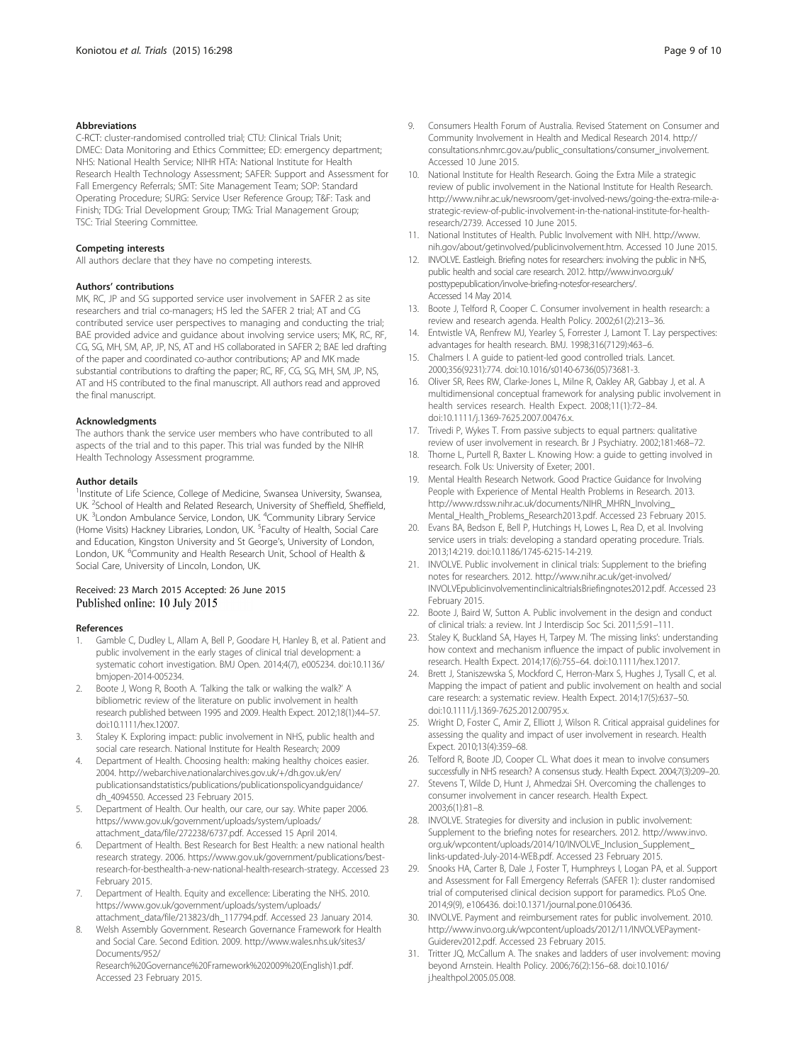#### Abbreviations

C-RCT: cluster-randomised controlled trial; CTU: Clinical Trials Unit; DMEC: Data Monitoring and Ethics Committee; ED: emergency department; NHS: National Health Service; NIHR HTA: National Institute for Health Research Health Technology Assessment; SAFER: Support and Assessment for Fall Emergency Referrals; SMT: Site Management Team; SOP: Standard Operating Procedure; SURG: Service User Reference Group; T&F: Task and Finish; TDG: Trial Development Group; TMG: Trial Management Group; TSC: Trial Steering Committee.

#### Competing interests

All authors declare that they have no competing interests.

#### Authors' contributions

MK, RC, JP and SG supported service user involvement in SAFER 2 as site researchers and trial co-managers; HS led the SAFER 2 trial; AT and CG contributed service user perspectives to managing and conducting the trial; BAE provided advice and guidance about involving service users; MK, RC, RF, CG, SG, MH, SM, AP, JP, NS, AT and HS collaborated in SAFER 2; BAE led drafting of the paper and coordinated co-author contributions; AP and MK made substantial contributions to drafting the paper; RC, RF, CG, SG, MH, SM, JP, NS, AT and HS contributed to the final manuscript. All authors read and approved the final manuscript.

#### Acknowledgments

The authors thank the service user members who have contributed to all aspects of the trial and to this paper. This trial was funded by the NIHR Health Technology Assessment programme.

#### Author details

[1]Institute of Life Science, College of Medicine, Swansea University, Swansea, UK. [2]School of Health and Related Research, University of Sheffield, Sheffield, UK. [3]London Ambulance Service, London, UK. [4]Community Library Service (Home Visits) Hackney Libraries, London, UK. [5]Faculty of Health, Social Care and Education, Kingston University and St George's, University of London, London, UK. [6]Community and Health Research Unit, School of Health & Social Care, University of Lincoln, London, UK.

Received: 23 March 2015 Accepted: 26 June 2015
Published online: 10 July 2015

#### References

1. Gamble C, Dudley L, Allam A, Bell P, Goodare H, Hanley B, et al. Patient and public involvement in the early stages of clinical trial development: a systematic cohort investigation. BMJ Open. 2014;4(7), e005234. doi:10.1136/bmjopen-2014-005234.
2. Boote J, Wong R, Booth A. 'Talking the talk or walking the walk?' A bibliometric review of the literature on public involvement in health research published between 1995 and 2009. Health Expect. 2012;18(1):44–57. doi:10.1111/hex.12007.
3. Staley K. Exploring impact: public involvement in NHS, public health and social care research. National Institute for Health Research; 2009
4. Department of Health. Choosing health: making healthy choices easier. 2004. http://webarchive.nationalarchives.gov.uk/+/dh.gov.uk/en/publicationsandstatistics/publications/publicationspolicyandguidance/dh_4094550. Accessed 23 February 2015.
5. Department of Health. Our health, our care, our say. White paper 2006. https://www.gov.uk/government/uploads/system/uploads/attachment_data/file/272238/6737.pdf. Accessed 15 April 2014.
6. Department of Health. Best Research for Best Health: a new national health research strategy. 2006. https://www.gov.uk/government/publications/best-research-for-besthealth-a-new-national-health-research-strategy. Accessed 23 February 2015.
7. Department of Health. Equity and excellence: Liberating the NHS. 2010. https://www.gov.uk/government/uploads/system/uploads/attachment_data/file/213823/dh_117794.pdf. Accessed 23 January 2014.
8. Welsh Assembly Government. Research Governance Framework for Health and Social Care. Second Edition. 2009. http://www.wales.nhs.uk/sites3/Documents/952/Research%20Governance%20Framework%202009%20(English)1.pdf. Accessed 23 February 2015.
9. Consumers Health Forum of Australia. Revised Statement on Consumer and Community Involvement in Health and Medical Research 2014. http://consultations.nhmrc.gov.au/public_consultations/consumer_involvement. Accessed 10 June 2015.
10. National Institute for Health Research. Going the Extra Mile a strategic review of public involvement in the National Institute for Health Research. http://www.nihr.ac.uk/newsroom/get-involved-news/going-the-extra-mile-a-strategic-review-of-public-involvement-in-the-national-institute-for-health-research/2739. Accessed 10 June 2015.
11. National Institutes of Health. Public Involvement with NIH. http://www.nih.gov/about/getinvolved/publicinvolvement.htm. Accessed 10 June 2015.
12. INVOLVE. Eastleigh. Briefing notes for researchers: involving the public in NHS, public health and social care research. 2012. http://www.invo.org.uk/posttypepublication/involve-briefing-notesfor-researchers/. Accessed 14 May 2014.
13. Boote J, Telford R, Cooper C. Consumer involvement in health research: a review and research agenda. Health Policy. 2002;61(2):213–36.
14. Entwistle VA, Renfrew MJ, Yearley S, Forrester J, Lamont T. Lay perspectives: advantages for health research. BMJ. 1998;316(7129):463–6.
15. Chalmers I. A guide to patient-led good controlled trials. Lancet. 2000;356(9231):774. doi:10.1016/s0140-6736(05)73681-3.
16. Oliver SR, Rees RW, Clarke-Jones L, Milne R, Oakley AR, Gabbay J, et al. A multidimensional conceptual framework for analysing public involvement in health services research. Health Expect. 2008;11(1):72–84. doi:10.1111/j.1369-7625.2007.00476.x.
17. Trivedi P, Wykes T. From passive subjects to equal partners: qualitative review of user involvement in research. Br J Psychiatry. 2002;181:468–72.
18. Thorne L, Purtell R, Baxter L. Knowing How: a guide to getting involved in research. Folk Us: University of Exeter; 2001.
19. Mental Health Research Network. Good Practice Guidance for Involving People with Experience of Mental Health Problems in Research. 2013. http://www.rdssw.nihr.ac.uk/documents/NIHR_MHRN_Involving_Mental_Health_Problems_Research2013.pdf. Accessed 23 February 2015.
20. Evans BA, Bedson E, Bell P, Hutchings H, Lowes L, Rea D, et al. Involving service users in trials: developing a standard operating procedure. Trials. 2013;14:219. doi:10.1186/1745-6215-14-219.
21. INVOLVE. Public involvement in clinical trials: Supplement to the briefing notes for researchers. 2012. http://www.nihr.ac.uk/get-involved/INVOLVEpublicinvolvementinclinicaltrialsBriefingnotes2012.pdf. Accessed 23 February 2015.
22. Boote J, Baird W, Sutton A. Public involvement in the design and conduct of clinical trials: a review. Int J Interdiscip Soc Sci. 2011;5:91–111.
23. Staley K, Buckland SA, Hayes H, Tarpey M. 'The missing links': understanding how context and mechanism influence the impact of public involvement in research. Health Expect. 2014;17(6):755–64. doi:10.1111/hex.12017.
24. Brett J, Staniszewska S, Mockford C, Herron-Marx S, Hughes J, Tysall C, et al. Mapping the impact of patient and public involvement on health and social care research: a systematic review. Health Expect. 2014;17(5):637–50. doi:10.1111/j.1369-7625.2012.00795.x.
25. Wright D, Foster C, Amir Z, Elliott J, Wilson R. Critical appraisal guidelines for assessing the quality and impact of user involvement in research. Health Expect. 2010;13(4):359–68.
26. Telford R, Boote JD, Cooper CL. What does it mean to involve consumers successfully in NHS research? A consensus study. Health Expect. 2004;7(3):209–20.
27. Stevens T, Wilde D, Hunt J, Ahmedzai SH. Overcoming the challenges to consumer involvement in cancer research. Health Expect. 2003;6(1):81–8.
28. INVOLVE. Strategies for diversity and inclusion in public involvement: Supplement to the briefing notes for researchers. 2012. http://www.invo.org.uk/wpcontent/uploads/2014/10/INVOLVE_Inclusion_Supplement_links-updated-July-2014-WEB.pdf. Accessed 23 February 2015.
29. Snooks HA, Carter B, Dale J, Foster T, Humphreys I, Logan PA, et al. Support and Assessment for Fall Emergency Referrals (SAFER 1): cluster randomised trial of computerised clinical decision support for paramedics. PLoS One. 2014;9(9), e106436. doi:10.1371/journal.pone.0106436.
30. INVOLVE. Payment and reimbursement rates for public involvement. 2010. http://www.invo.org.uk/wpcontent/uploads/2012/11/INVOLVEPayment-Guiderev2012.pdf. Accessed 23 February 2015.
31. Tritter JQ, McCallum A. The snakes and ladders of user involvement: moving beyond Arnstein. Health Policy. 2006;76(2):156–68. doi:10.1016/j.healthpol.2005.05.008.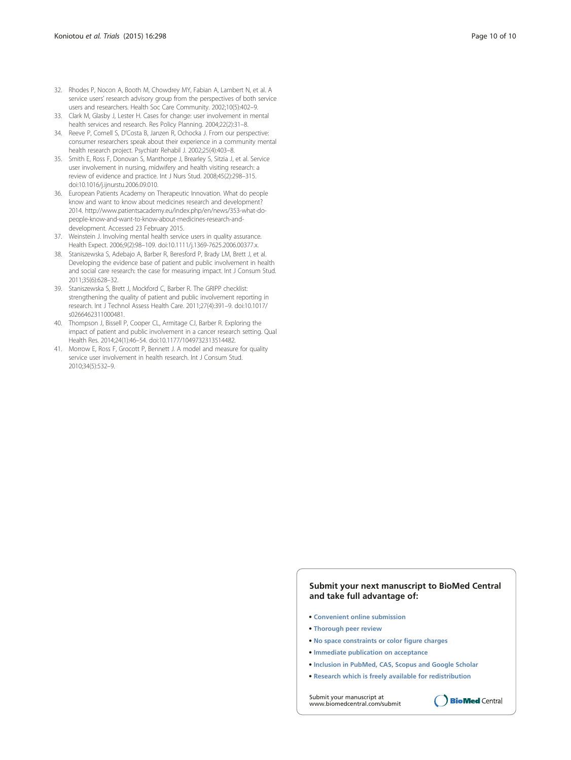32. Rhodes P, Nocon A, Booth M, Chowdrey MY, Fabian A, Lambert N, et al. A service users' research advisory group from the perspectives of both service users and researchers. Health Soc Care Community. 2002;10(5):402–9.
33. Clark M, Glasby J, Lester H. Cases for change: user involvement in mental health services and research. Res Policy Planning. 2004;22(2):31–8.
34. Reeve P, Cornell S, D'Costa B, Janzen R, Ochocka J. From our perspective: consumer researchers speak about their experience in a community mental health research project. Psychiatr Rehabil J. 2002;25(4):403–8.
35. Smith E, Ross F, Donovan S, Manthorpe J, Brearley S, Sitzia J, et al. Service user involvement in nursing, midwifery and health visiting research: a review of evidence and practice. Int J Nurs Stud. 2008;45(2):298–315. doi:10.1016/j.ijnurstu.2006.09.010.
36. European Patients Academy on Therapeutic Innovation. What do people know and want to know about medicines research and development? 2014. http://www.patientsacademy.eu/index.php/en/news/353-what-do-people-know-and-want-to-know-about-medicines-research-and-development. Accessed 23 February 2015.
37. Weinstein J. Involving mental health service users in quality assurance. Health Expect. 2006;9(2):98–109. doi:10.1111/j.1369-7625.2006.00377.x.
38. Staniszewska S, Adebajo A, Barber R, Beresford P, Brady LM, Brett J, et al. Developing the evidence base of patient and public involvement in health and social care research: the case for measuring impact. Int J Consum Stud. 2011;35(6):628–32.
39. Staniszewska S, Brett J, Mockford C, Barber R. The GRIPP checklist: strengthening the quality of patient and public involvement reporting in research. Int J Technol Assess Health Care. 2011;27(4):391–9. doi:10.1017/s0266462311000481.
40. Thompson J, Bissell P, Cooper CL, Armitage CJ, Barber R. Exploring the impact of patient and public involvement in a cancer research setting. Qual Health Res. 2014;24(1):46–54. doi:10.1177/1049732313514482.
41. Morrow E, Ross F, Grocott P, Bennett J. A model and measure for quality service user involvement in health research. Int J Consum Stud. 2010;34(5):532–9.

**Submit your next manuscript to BioMed Central and take full advantage of:**

- **Convenient online submission**
- **Thorough peer review**
- **No space constraints or color figure charges**
- **Immediate publication on acceptance**
- **Inclusion in PubMed, CAS, Scopus and Google Scholar**
- **Research which is freely available for redistribution**

Submit your manuscript at
www.biomedcentral.com/submit

BioMed Central